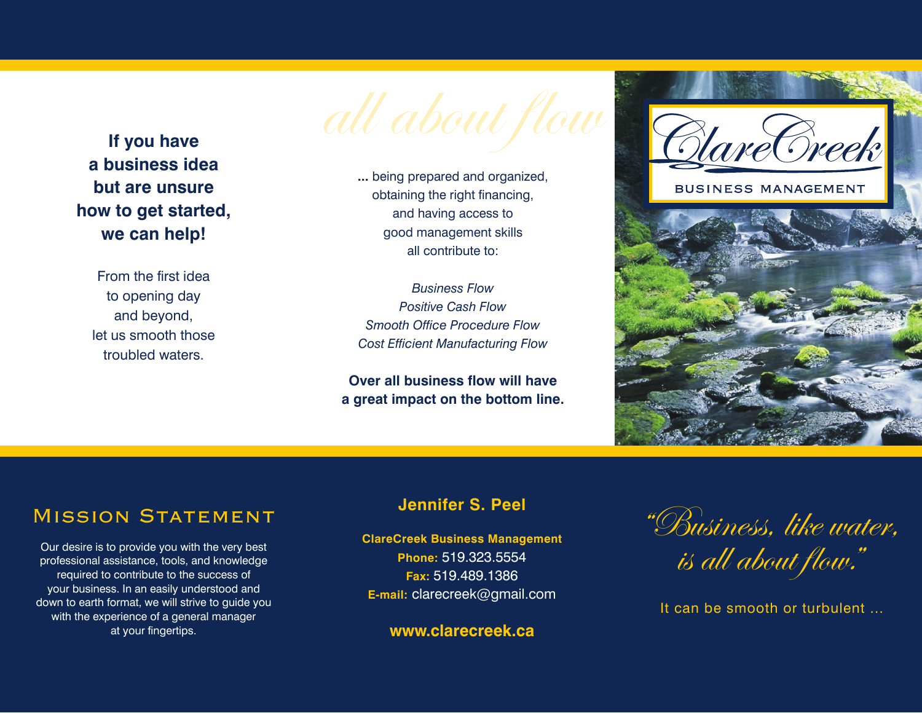**If you have a business idea but are unsure how to get started, we can help!**

From the first idea to opening day and beyond, let us smooth those troubled waters.

*all about flow*

... being prepared and organized, obtaining the right financing, and having access to good management skills all contribute to:

*Business Flow*
*Positive Cash Flow*
*Smooth Office Procedure Flow*
*Cost Efficient Manufacturing Flow*

**Over all business flow will have a great impact on the bottom line.**

# ClareCreek

BUSINESS MANAGEMENT

## Mission Statement

Our desire is to provide you with the very best professional assistance, tools, and knowledge required to contribute to the success of your business. In an easily understood and down to earth format, we will strive to guide you with the experience of a general manager at your fingertips.

**Jennifer S. Peel**

**ClareCreek Business Management**
**Phone:** 519.323.5554
**Fax:** 519.489.1386
**E-mail:** clarecreek@gmail.com

**www.clarecreek.ca**

*"Business, like water, is all about flow."*

It can be smooth or turbulent ...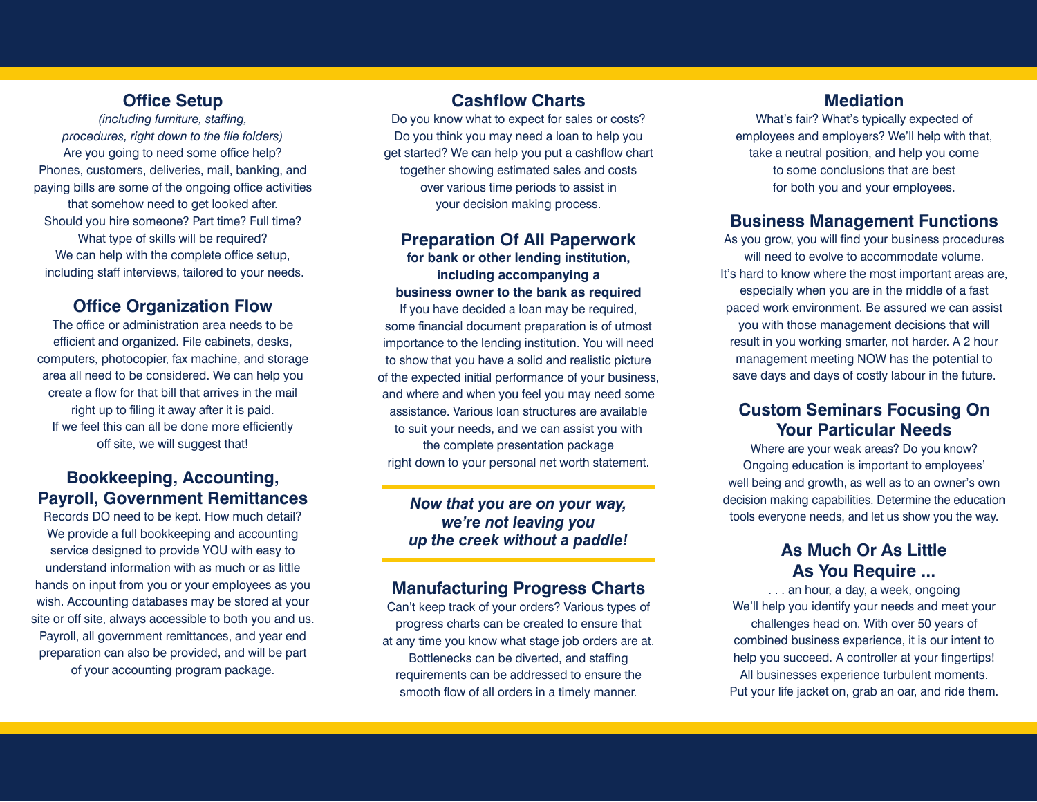## Office Setup

*(including furniture, staffing, procedures, right down to the file folders)*

Are you going to need some office help? Phones, customers, deliveries, mail, banking, and paying bills are some of the ongoing office activities that somehow need to get looked after. Should you hire someone? Part time? Full time? What type of skills will be required? We can help with the complete office setup, including staff interviews, tailored to your needs.

## Office Organization Flow

The office or administration area needs to be efficient and organized. File cabinets, desks, computers, photocopier, fax machine, and storage area all need to be considered. We can help you create a flow for that bill that arrives in the mail right up to filing it away after it is paid. If we feel this can all be done more efficiently off site, we will suggest that!

## Bookkeeping, Accounting, Payroll, Government Remittances

Records DO need to be kept. How much detail? We provide a full bookkeeping and accounting service designed to provide YOU with easy to understand information with as much or as little hands on input from you or your employees as you wish. Accounting databases may be stored at your site or off site, always accessible to both you and us. Payroll, all government remittances, and year end preparation can also be provided, and will be part of your accounting program package.

## Cashflow Charts

Do you know what to expect for sales or costs? Do you think you may need a loan to help you get started? We can help you put a cashflow chart together showing estimated sales and costs over various time periods to assist in your decision making process.

## Preparation Of All Paperwork

**for bank or other lending institution, including accompanying a business owner to the bank as required**

If you have decided a loan may be required, some financial document preparation is of utmost importance to the lending institution. You will need to show that you have a solid and realistic picture of the expected initial performance of your business, and where and when you feel you may need some assistance. Various loan structures are available to suit your needs, and we can assist you with the complete presentation package right down to your personal net worth statement.

***Now that you are on your way, we're not leaving you up the creek without a paddle!***

## Manufacturing Progress Charts

Can't keep track of your orders? Various types of progress charts can be created to ensure that at any time you know what stage job orders are at. Bottlenecks can be diverted, and staffing requirements can be addressed to ensure the smooth flow of all orders in a timely manner.

## Mediation

What's fair? What's typically expected of employees and employers? We'll help with that, take a neutral position, and help you come to some conclusions that are best for both you and your employees.

## Business Management Functions

As you grow, you will find your business procedures will need to evolve to accommodate volume. It's hard to know where the most important areas are, especially when you are in the middle of a fast paced work environment. Be assured we can assist you with those management decisions that will result in you working smarter, not harder. A 2 hour management meeting NOW has the potential to save days and days of costly labour in the future.

## Custom Seminars Focusing On Your Particular Needs

Where are your weak areas? Do you know? Ongoing education is important to employees' well being and growth, as well as to an owner's own decision making capabilities. Determine the education tools everyone needs, and let us show you the way.

## As Much Or As Little As You Require ...

. . . an hour, a day, a week, ongoing

We'll help you identify your needs and meet your challenges head on. With over 50 years of combined business experience, it is our intent to help you succeed. A controller at your fingertips! All businesses experience turbulent moments. Put your life jacket on, grab an oar, and ride them.